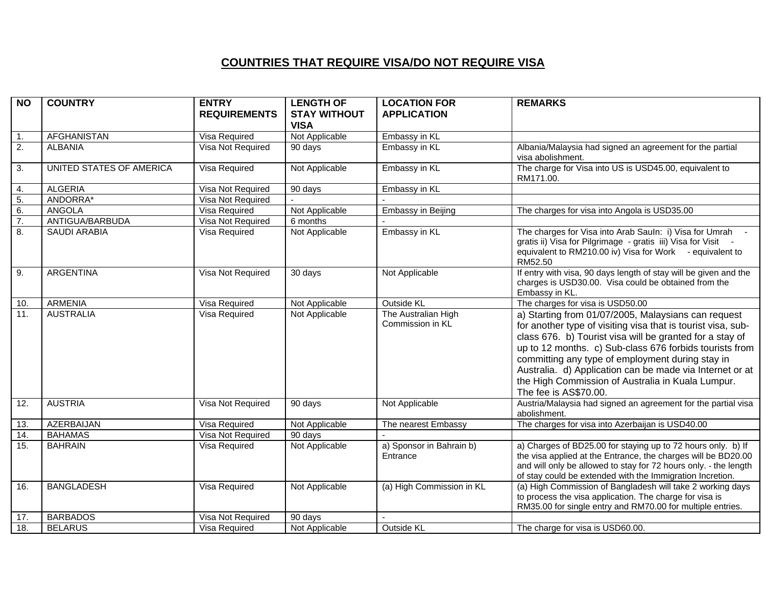## COUNTRIES THAT REQUIRE VISA/DO NOT REQUIRE VISA

| NO | COUNTRY | ENTRY REQUIREMENTS | LENGTH OF STAY WITHOUT VISA | LOCATION FOR APPLICATION | REMARKS |
|---|---|---|---|---|---|
| 1. | AFGHANISTAN | Visa Required | Not Applicable | Embassy in KL | |
| 2. | ALBANIA | Visa Not Required | 90 days | Embassy in KL | Albania/Malaysia had signed an agreement for the partial visa abolishment. |
| 3. | UNITED STATES OF AMERICA | Visa Required | Not Applicable | Embassy in KL | The charge for Visa into US is USD45.00, equivalent to RM171.00. |
| 4. | ALGERIA | Visa Not Required | 90 days | Embassy in KL | |
| 5. | ANDORRA* | Visa Not Required | - | - | |
| 6. | ANGOLA | Visa Required | Not Applicable | Embassy in Beijing | The charges for visa into Angola is USD35.00 |
| 7. | ANTIGUA/BARBUDA | Visa Not Required | 6 months | - | |
| 8. | SAUDI ARABIA | Visa Required | Not Applicable | Embassy in KL | The charges for Visa into Arab SauIn: i) Visa for Umrah - gratis ii) Visa for Pilgrimage - gratis iii) Visa for Visit - equivalent to RM210.00 iv) Visa for Work - equivalent to RM52.50 |
| 9. | ARGENTINA | Visa Not Required | 30 days | Not Applicable | If entry with visa, 90 days length of stay will be given and the charges is USD30.00. Visa could be obtained from the Embassy in KL. |
| 10. | ARMENIA | Visa Required | Not Applicable | Outside KL | The charges for visa is USD50.00 |
| 11. | AUSTRALIA | Visa Required | Not Applicable | The Australian High Commission in KL | a) Starting from 01/07/2005, Malaysians can request for another type of visiting visa that is tourist visa, sub-class 676. b) Tourist visa will be granted for a stay of up to 12 months. c) Sub-class 676 forbids tourists from committing any type of employment during stay in Australia. d) Application can be made via Internet or at the High Commission of Australia in Kuala Lumpur. The fee is AS$70.00. |
| 12. | AUSTRIA | Visa Not Required | 90 days | Not Applicable | Austria/Malaysia had signed an agreement for the partial visa abolishment. |
| 13. | AZERBAIJAN | Visa Required | Not Applicable | The nearest Embassy | The charges for visa into Azerbaijan is USD40.00 |
| 14. | BAHAMAS | Visa Not Required | 90 days | - | |
| 15. | BAHRAIN | Visa Required | Not Applicable | a) Sponsor in Bahrain b) Entrance | a) Charges of BD25.00 for staying up to 72 hours only. b) If the visa applied at the Entrance, the charges will be BD20.00 and will only be allowed to stay for 72 hours only. - the length of stay could be extended with the Immigration Incretion. |
| 16. | BANGLADESH | Visa Required | Not Applicable | (a) High Commission in KL | (a) High Commission of Bangladesh will take 2 working days to process the visa application. The charge for visa is RM35.00 for single entry and RM70.00 for multiple entries. |
| 17. | BARBADOS | Visa Not Required | 90 days | - | |
| 18. | BELARUS | Visa Required | Not Applicable | Outside KL | The charge for visa is USD60.00. |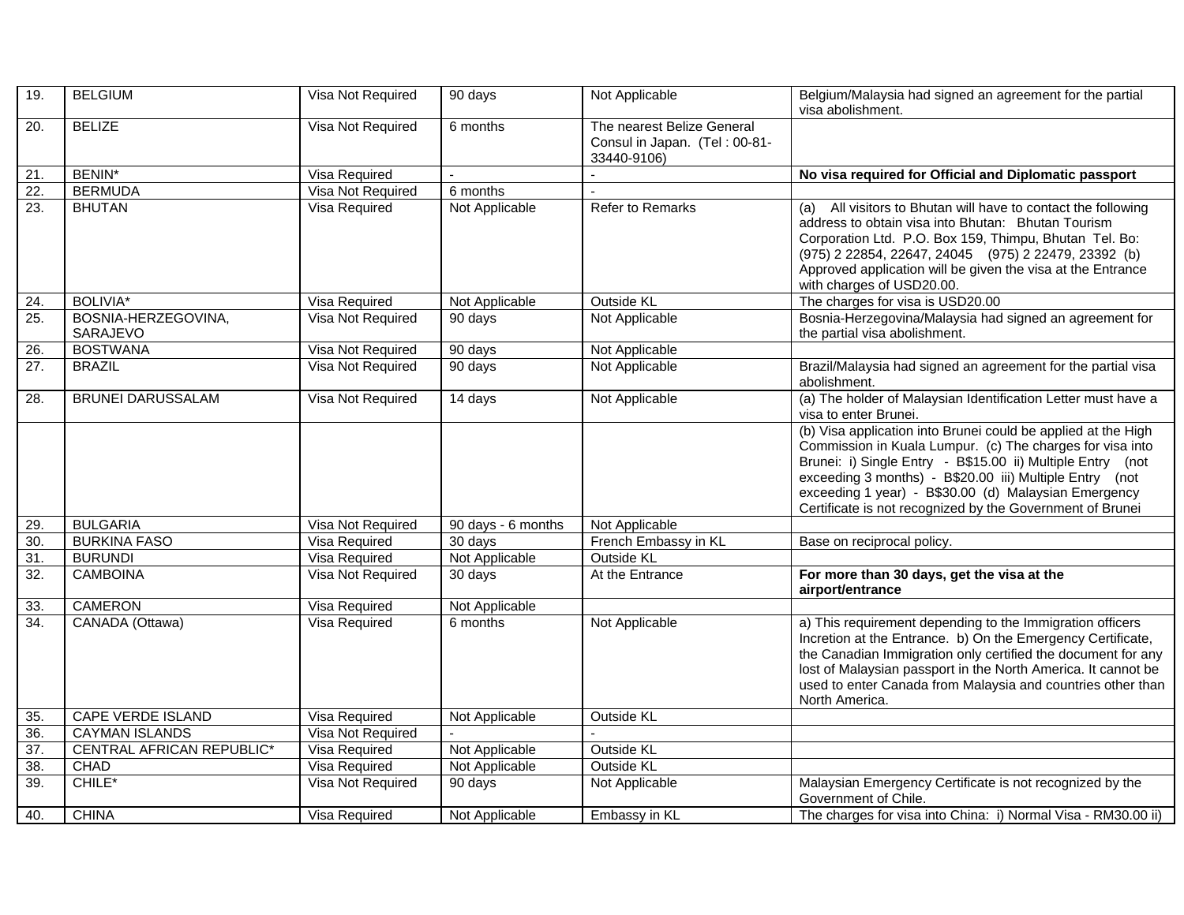| 19. | BELGIUM | Visa Not Required | 90 days | Not Applicable | Belgium/Malaysia had signed an agreement for the partial visa abolishment. |
|---|---|---|---|---|---|
| 20. | BELIZE | Visa Not Required | 6 months | The nearest Belize General Consul in Japan. (Tel : 00-81-33440-9106) | |
| 21. | BENIN* | Visa Required | - | - | **No visa required for Official and Diplomatic passport** |
| 22. | BERMUDA | Visa Not Required | 6 months | - | |
| 23. | BHUTAN | Visa Required | Not Applicable | Refer to Remarks | (a) All visitors to Bhutan will have to contact the following address to obtain visa into Bhutan: Bhutan Tourism Corporation Ltd. P.O. Box 159, Thimpu, Bhutan Tel. Bo: (975) 2 22854, 22647, 24045 (975) 2 22479, 23392 (b) Approved application will be given the visa at the Entrance with charges of USD20.00. |
| 24. | BOLIVIA* | Visa Required | Not Applicable | Outside KL | The charges for visa is USD20.00 |
| 25. | BOSNIA-HERZEGOVINA, SARAJEVO | Visa Not Required | 90 days | Not Applicable | Bosnia-Herzegovina/Malaysia had signed an agreement for the partial visa abolishment. |
| 26. | BOSTWANA | Visa Not Required | 90 days | Not Applicable | |
| 27. | BRAZIL | Visa Not Required | 90 days | Not Applicable | Brazil/Malaysia had signed an agreement for the partial visa abolishment. |
| 28. | BRUNEI DARUSSALAM | Visa Not Required | 14 days | Not Applicable | (a) The holder of Malaysian Identification Letter must have a visa to enter Brunei. |
| | | | | | (b) Visa application into Brunei could be applied at the High Commission in Kuala Lumpur. (c) The charges for visa into Brunei: i) Single Entry - B$15.00 ii) Multiple Entry (not exceeding 3 months) - B$20.00 iii) Multiple Entry (not exceeding 1 year) - B$30.00 (d) Malaysian Emergency Certificate is not recognized by the Government of Brunei |
| 29. | BULGARIA | Visa Not Required | 90 days - 6 months | Not Applicable | |
| 30. | BURKINA FASO | Visa Required | 30 days | French Embassy in KL | Base on reciprocal policy. |
| 31. | BURUNDI | Visa Required | Not Applicable | Outside KL | |
| 32. | CAMBOINA | Visa Not Required | 30 days | At the Entrance | **For more than 30 days, get the visa at the airport/entrance** |
| 33. | CAMERON | Visa Required | Not Applicable | | |
| 34. | CANADA (Ottawa) | Visa Required | 6 months | Not Applicable | a) This requirement depending to the Immigration officers Incretion at the Entrance. b) On the Emergency Certificate, the Canadian Immigration only certified the document for any lost of Malaysian passport in the North America. It cannot be used to enter Canada from Malaysia and countries other than North America. |
| 35. | CAPE VERDE ISLAND | Visa Required | Not Applicable | Outside KL | |
| 36. | CAYMAN ISLANDS | Visa Not Required | - | - | |
| 37. | CENTRAL AFRICAN REPUBLIC* | Visa Required | Not Applicable | Outside KL | |
| 38. | CHAD | Visa Required | Not Applicable | Outside KL | |
| 39. | CHILE* | Visa Not Required | 90 days | Not Applicable | Malaysian Emergency Certificate is not recognized by the Government of Chile. |
| 40. | CHINA | Visa Required | Not Applicable | Embassy in KL | The charges for visa into China: i) Normal Visa - RM30.00 ii) |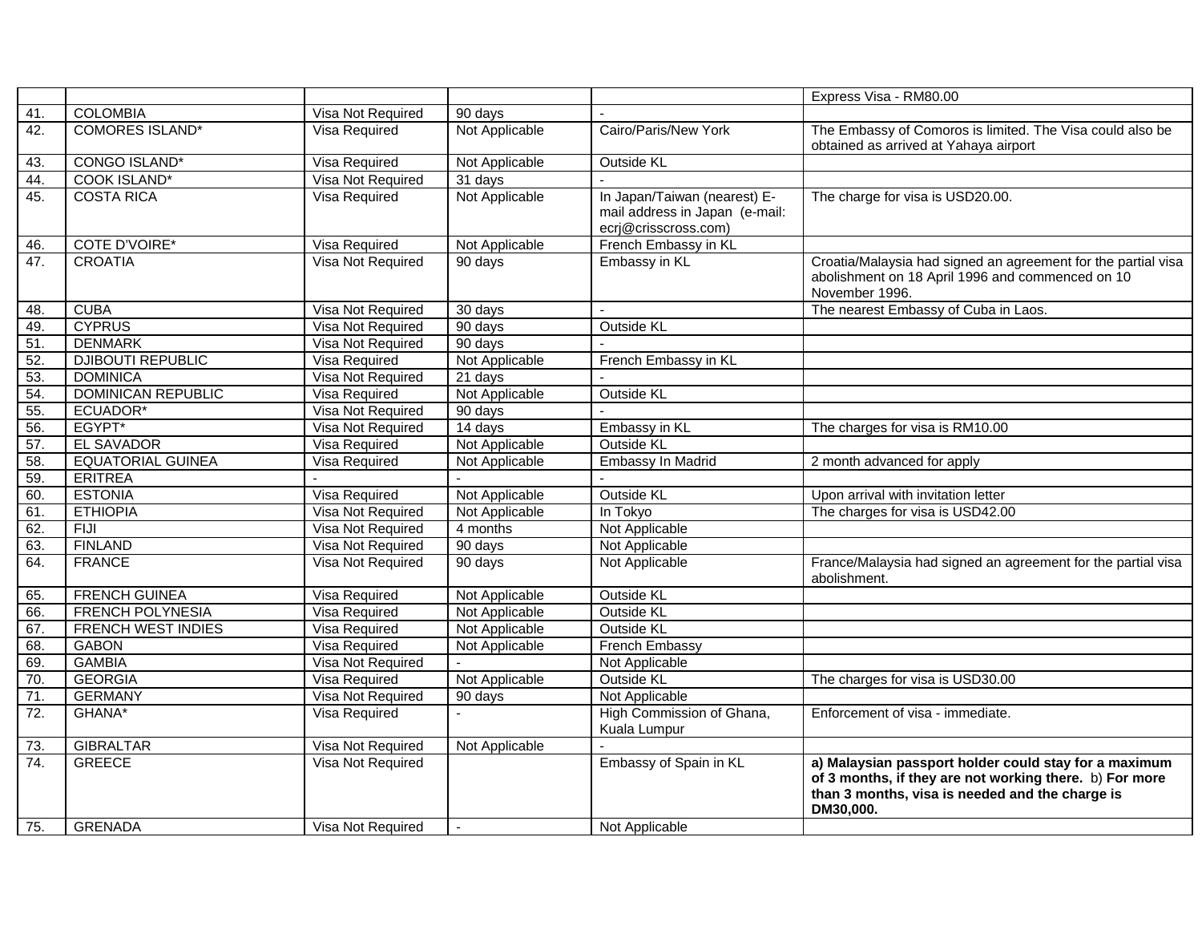| | | | | | |
|---|---|---|---|---|---|
| | | | | | Express Visa - RM80.00 |
| 41. | COLOMBIA | Visa Not Required | 90 days | - | |
| 42. | COMORES ISLAND* | Visa Required | Not Applicable | Cairo/Paris/New York | The Embassy of Comoros is limited. The Visa could also be obtained as arrived at Yahaya airport |
| 43. | CONGO ISLAND* | Visa Required | Not Applicable | Outside KL | |
| 44. | COOK ISLAND* | Visa Not Required | 31 days | - | |
| 45. | COSTA RICA | Visa Required | Not Applicable | In Japan/Taiwan (nearest) E-mail address in Japan (e-mail: ecrj@crisscross.com) | The charge for visa is USD20.00. |
| 46. | COTE D'VOIRE* | Visa Required | Not Applicable | French Embassy in KL | |
| 47. | CROATIA | Visa Not Required | 90 days | Embassy in KL | Croatia/Malaysia had signed an agreement for the partial visa abolishment on 18 April 1996 and commenced on 10 November 1996. |
| 48. | CUBA | Visa Not Required | 30 days | - | The nearest Embassy of Cuba in Laos. |
| 49. | CYPRUS | Visa Not Required | 90 days | Outside KL | |
| 51. | DENMARK | Visa Not Required | 90 days | - | |
| 52. | DJIBOUTI REPUBLIC | Visa Required | Not Applicable | French Embassy in KL | |
| 53. | DOMINICA | Visa Not Required | 21 days | - | |
| 54. | DOMINICAN REPUBLIC | Visa Required | Not Applicable | Outside KL | |
| 55. | ECUADOR* | Visa Not Required | 90 days | - | |
| 56. | EGYPT* | Visa Not Required | 14 days | Embassy in KL | The charges for visa is RM10.00 |
| 57. | EL SAVADOR | Visa Required | Not Applicable | Outside KL | |
| 58. | EQUATORIAL GUINEA | Visa Required | Not Applicable | Embassy In Madrid | 2 month advanced for apply |
| 59. | ERITREA | - | - | - | |
| 60. | ESTONIA | Visa Required | Not Applicable | Outside KL | Upon arrival with invitation letter |
| 61. | ETHIOPIA | Visa Not Required | Not Applicable | In Tokyo | The charges for visa is USD42.00 |
| 62. | FIJI | Visa Not Required | 4 months | Not Applicable | |
| 63. | FINLAND | Visa Not Required | 90 days | Not Applicable | |
| 64. | FRANCE | Visa Not Required | 90 days | Not Applicable | France/Malaysia had signed an agreement for the partial visa abolishment. |
| 65. | FRENCH GUINEA | Visa Required | Not Applicable | Outside KL | |
| 66. | FRENCH POLYNESIA | Visa Required | Not Applicable | Outside KL | |
| 67. | FRENCH WEST INDIES | Visa Required | Not Applicable | Outside KL | |
| 68. | GABON | Visa Required | Not Applicable | French Embassy | |
| 69. | GAMBIA | Visa Not Required | - | Not Applicable | |
| 70. | GEORGIA | Visa Required | Not Applicable | Outside KL | The charges for visa is USD30.00 |
| 71. | GERMANY | Visa Not Required | 90 days | Not Applicable | |
| 72. | GHANA* | Visa Required | - | High Commission of Ghana, Kuala Lumpur | Enforcement of visa - immediate. |
| 73. | GIBRALTAR | Visa Not Required | Not Applicable | - | |
| 74. | GREECE | Visa Not Required | | Embassy of Spain in KL | **a) Malaysian passport holder could stay for a maximum of 3 months, if they are not working there.** b) **For more than 3 months, visa is needed and the charge is DM30,000.** |
| 75. | GRENADA | Visa Not Required | - | Not Applicable | |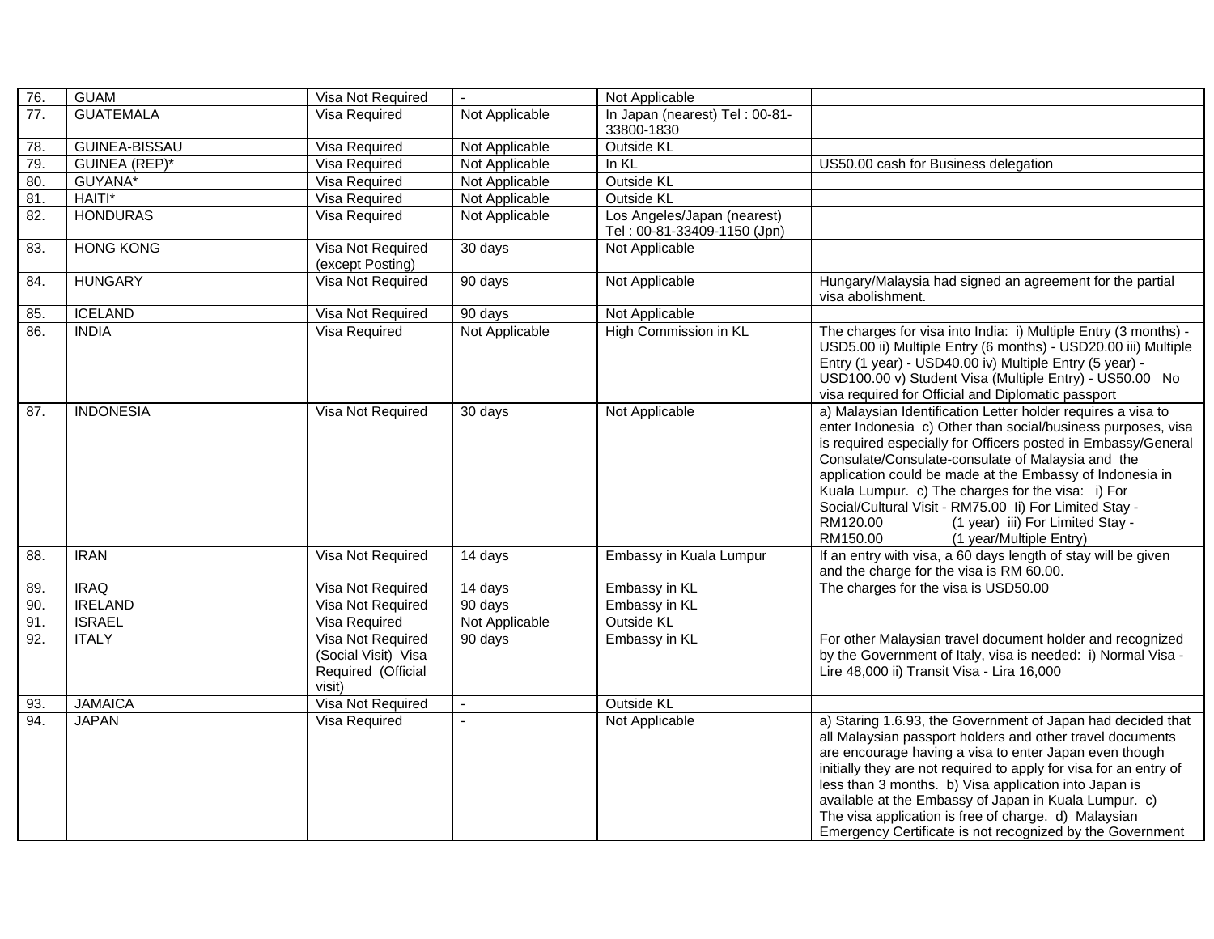| 76. | GUAM | Visa Not Required | - | Not Applicable | |
|---|---|---|---|---|---|
| 77. | GUATEMALA | Visa Required | Not Applicable | In Japan (nearest) Tel : 00-81-33800-1830 | |
| 78. | GUINEA-BISSAU | Visa Required | Not Applicable | Outside KL | |
| 79. | GUINEA (REP)* | Visa Required | Not Applicable | In KL | US50.00 cash for Business delegation |
| 80. | GUYANA* | Visa Required | Not Applicable | Outside KL | |
| 81. | HAITI* | Visa Required | Not Applicable | Outside KL | |
| 82. | HONDURAS | Visa Required | Not Applicable | Los Angeles/Japan (nearest) Tel : 00-81-33409-1150 (Jpn) | |
| 83. | HONG KONG | Visa Not Required (except Posting) | 30 days | Not Applicable | |
| 84. | HUNGARY | Visa Not Required | 90 days | Not Applicable | Hungary/Malaysia had signed an agreement for the partial visa abolishment. |
| 85. | ICELAND | Visa Not Required | 90 days | Not Applicable | |
| 86. | INDIA | Visa Required | Not Applicable | High Commission in KL | The charges for visa into India: i) Multiple Entry (3 months) - USD5.00 ii) Multiple Entry (6 months) - USD20.00 iii) Multiple Entry (1 year) - USD40.00 iv) Multiple Entry (5 year) - USD100.00 v) Student Visa (Multiple Entry) - US50.00 No visa required for Official and Diplomatic passport |
| 87. | INDONESIA | Visa Not Required | 30 days | Not Applicable | a) Malaysian Identification Letter holder requires a visa to enter Indonesia c) Other than social/business purposes, visa is required especially for Officers posted in Embassy/General Consulate/Consulate-consulate of Malaysia and the application could be made at the Embassy of Indonesia in Kuala Lumpur. c) The charges for the visa: i) For Social/Cultural Visit - RM75.00 Ii) For Limited Stay - RM120.00 (1 year) iii) For Limited Stay - RM150.00 (1 year/Multiple Entry) |
| 88. | IRAN | Visa Not Required | 14 days | Embassy in Kuala Lumpur | If an entry with visa, a 60 days length of stay will be given and the charge for the visa is RM 60.00. |
| 89. | IRAQ | Visa Not Required | 14 days | Embassy in KL | The charges for the visa is USD50.00 |
| 90. | IRELAND | Visa Not Required | 90 days | Embassy in KL | |
| 91. | ISRAEL | Visa Required | Not Applicable | Outside KL | |
| 92. | ITALY | Visa Not Required (Social Visit) Visa Required (Official visit) | 90 days | Embassy in KL | For other Malaysian travel document holder and recognized by the Government of Italy, visa is needed: i) Normal Visa - Lire 48,000 ii) Transit Visa - Lira 16,000 |
| 93. | JAMAICA | Visa Not Required | - | Outside KL | |
| 94. | JAPAN | Visa Required | - | Not Applicable | a) Staring 1.6.93, the Government of Japan had decided that all Malaysian passport holders and other travel documents are encourage having a visa to enter Japan even though initially they are not required to apply for visa for an entry of less than 3 months. b) Visa application into Japan is available at the Embassy of Japan in Kuala Lumpur. c) The visa application is free of charge. d) Malaysian Emergency Certificate is not recognized by the Government |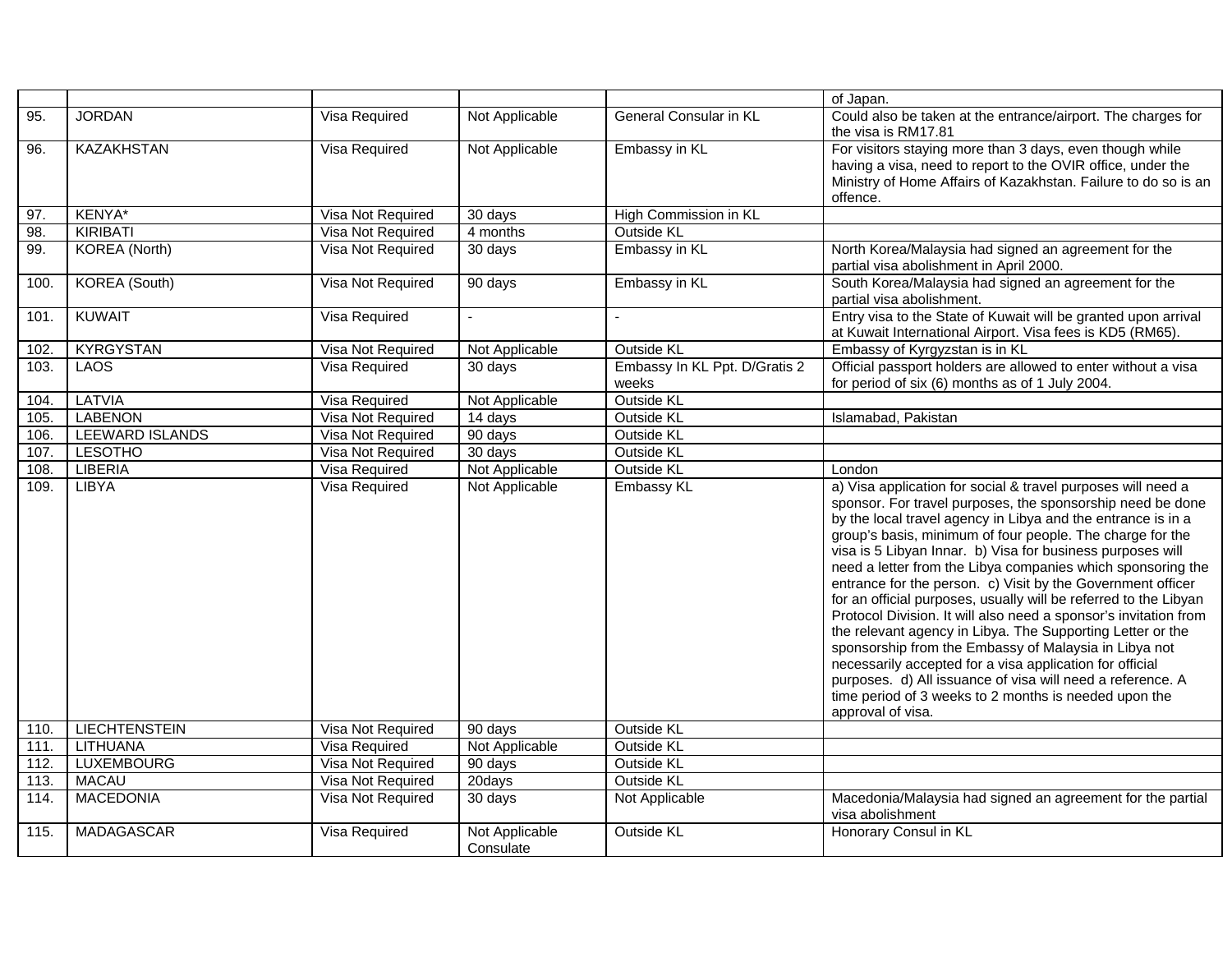| | | | | | |
|---|---|---|---|---|---|
| | | | | | of Japan. |
| 95. | JORDAN | Visa Required | Not Applicable | General Consular in KL | Could also be taken at the entrance/airport. The charges for the visa is RM17.81 |
| 96. | KAZAKHSTAN | Visa Required | Not Applicable | Embassy in KL | For visitors staying more than 3 days, even though while having a visa, need to report to the OVIR office, under the Ministry of Home Affairs of Kazakhstan. Failure to do so is an offence. |
| 97. | KENYA* | Visa Not Required | 30 days | High Commission in KL | |
| 98. | KIRIBATI | Visa Not Required | 4 months | Outside KL | |
| 99. | KOREA (North) | Visa Not Required | 30 days | Embassy in KL | North Korea/Malaysia had signed an agreement for the partial visa abolishment in April 2000. |
| 100. | KOREA (South) | Visa Not Required | 90 days | Embassy in KL | South Korea/Malaysia had signed an agreement for the partial visa abolishment. |
| 101. | KUWAIT | Visa Required | - | - | Entry visa to the State of Kuwait will be granted upon arrival at Kuwait International Airport. Visa fees is KD5 (RM65). |
| 102. | KYRGYSTAN | Visa Not Required | Not Applicable | Outside KL | Embassy of Kyrgyzstan is in KL |
| 103. | LAOS | Visa Required | 30 days | Embassy In KL Ppt. D/Gratis 2 weeks | Official passport holders are allowed to enter without a visa for period of six (6) months as of 1 July 2004. |
| 104. | LATVIA | Visa Required | Not Applicable | Outside KL | |
| 105. | LABENON | Visa Not Required | 14 days | Outside KL | Islamabad, Pakistan |
| 106. | LEEWARD ISLANDS | Visa Not Required | 90 days | Outside KL | |
| 107. | LESOTHO | Visa Not Required | 30 days | Outside KL | |
| 108. | LIBERIA | Visa Required | Not Applicable | Outside KL | London |
| 109. | LIBYA | Visa Required | Not Applicable | Embassy KL | a) Visa application for social & travel purposes will need a sponsor. For travel purposes, the sponsorship need be done by the local travel agency in Libya and the entrance is in a group's basis, minimum of four people. The charge for the visa is 5 Libyan Innar. b) Visa for business purposes will need a letter from the Libya companies which sponsoring the entrance for the person. c) Visit by the Government officer for an official purposes, usually will be referred to the Libyan Protocol Division. It will also need a sponsor's invitation from the relevant agency in Libya. The Supporting Letter or the sponsorship from the Embassy of Malaysia in Libya not necessarily accepted for a visa application for official purposes. d) All issuance of visa will need a reference. A time period of 3 weeks to 2 months is needed upon the approval of visa. |
| 110. | LIECHTENSTEIN | Visa Not Required | 90 days | Outside KL | |
| 111. | LITHUANA | Visa Required | Not Applicable | Outside KL | |
| 112. | LUXEMBOURG | Visa Not Required | 90 days | Outside KL | |
| 113. | MACAU | Visa Not Required | 20days | Outside KL | |
| 114. | MACEDONIA | Visa Not Required | 30 days | Not Applicable | Macedonia/Malaysia had signed an agreement for the partial visa abolishment |
| 115. | MADAGASCAR | Visa Required | Not Applicable Consulate | Outside KL | Honorary Consul in KL |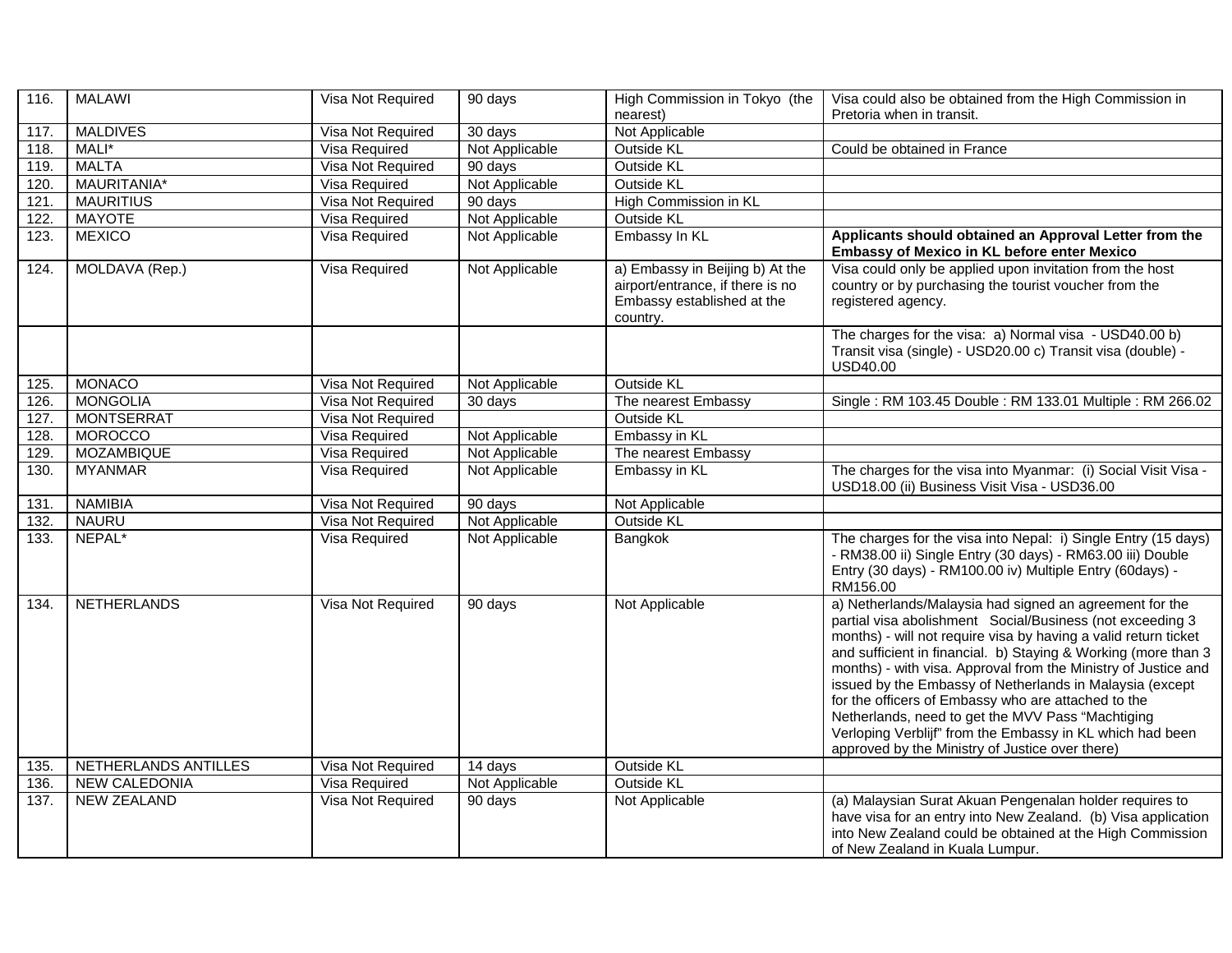| 116. | MALAWI | Visa Not Required | 90 days | High Commission in Tokyo (the nearest) | Visa could also be obtained from the High Commission in Pretoria when in transit. |
|---|---|---|---|---|---|
| 117. | MALDIVES | Visa Not Required | 30 days | Not Applicable | |
| 118. | MALI* | Visa Required | Not Applicable | Outside KL | Could be obtained in France |
| 119. | MALTA | Visa Not Required | 90 days | Outside KL | |
| 120. | MAURITANIA* | Visa Required | Not Applicable | Outside KL | |
| 121. | MAURITIUS | Visa Not Required | 90 days | High Commission in KL | |
| 122. | MAYOTE | Visa Required | Not Applicable | Outside KL | |
| 123. | MEXICO | Visa Required | Not Applicable | Embassy In KL | **Applicants should obtained an Approval Letter from the Embassy of Mexico in KL before enter Mexico** |
| 124. | MOLDAVA (Rep.) | Visa Required | Not Applicable | a) Embassy in Beijing b) At the airport/entrance, if there is no Embassy established at the country. | Visa could only be applied upon invitation from the host country or by purchasing the tourist voucher from the registered agency. |
| | | | | | The charges for the visa: a) Normal visa - USD40.00 b) Transit visa (single) - USD20.00 c) Transit visa (double) - USD40.00 |
| 125. | MONACO | Visa Not Required | Not Applicable | Outside KL | |
| 126. | MONGOLIA | Visa Not Required | 30 days | The nearest Embassy | Single : RM 103.45 Double : RM 133.01 Multiple : RM 266.02 |
| 127. | MONTSERRAT | Visa Not Required | | Outside KL | |
| 128. | MOROCCO | Visa Required | Not Applicable | Embassy in KL | |
| 129. | MOZAMBIQUE | Visa Required | Not Applicable | The nearest Embassy | |
| 130. | MYANMAR | Visa Required | Not Applicable | Embassy in KL | The charges for the visa into Myanmar: (i) Social Visit Visa - USD18.00 (ii) Business Visit Visa - USD36.00 |
| 131. | NAMIBIA | Visa Not Required | 90 days | Not Applicable | |
| 132. | NAURU | Visa Not Required | Not Applicable | Outside KL | |
| 133. | NEPAL* | Visa Required | Not Applicable | Bangkok | The charges for the visa into Nepal: i) Single Entry (15 days) - RM38.00 ii) Single Entry (30 days) - RM63.00 iii) Double Entry (30 days) - RM100.00 iv) Multiple Entry (60days) - RM156.00 |
| 134. | NETHERLANDS | Visa Not Required | 90 days | Not Applicable | a) Netherlands/Malaysia had signed an agreement for the partial visa abolishment Social/Business (not exceeding 3 months) - will not require visa by having a valid return ticket and sufficient in financial. b) Staying & Working (more than 3 months) - with visa. Approval from the Ministry of Justice and issued by the Embassy of Netherlands in Malaysia (except for the officers of Embassy who are attached to the Netherlands, need to get the MVV Pass "Machtiging Verloping Verblijf" from the Embassy in KL which had been approved by the Ministry of Justice over there) |
| 135. | NETHERLANDS ANTILLES | Visa Not Required | 14 days | Outside KL | |
| 136. | NEW CALEDONIA | Visa Required | Not Applicable | Outside KL | |
| 137. | NEW ZEALAND | Visa Not Required | 90 days | Not Applicable | (a) Malaysian Surat Akuan Pengenalan holder requires to have visa for an entry into New Zealand. (b) Visa application into New Zealand could be obtained at the High Commission of New Zealand in Kuala Lumpur. |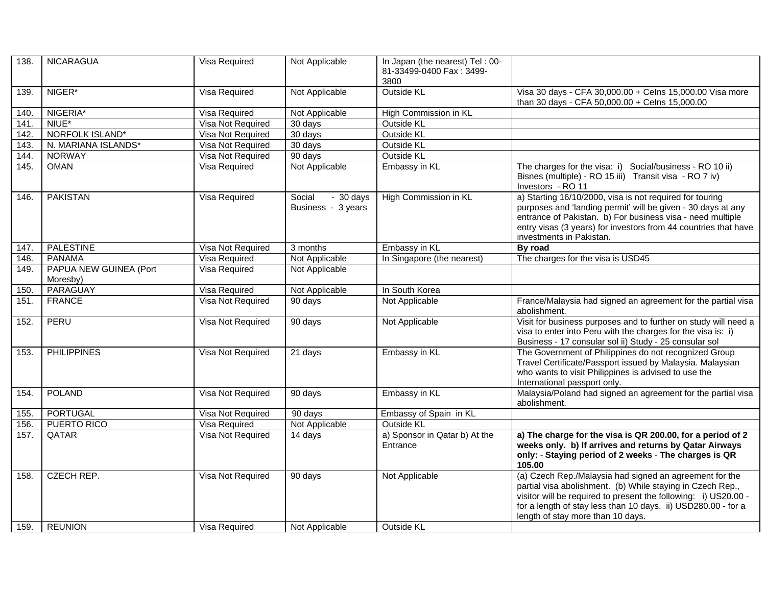| 138. | NICARAGUA | Visa Required | Not Applicable | In Japan (the nearest) Tel : 00-81-33499-0400 Fax : 3499-3800 | |
|---|---|---|---|---|---|
| 139. | NIGER* | Visa Required | Not Applicable | Outside KL | Visa 30 days - CFA 30,000.00 + CeIns 15,000.00 Visa more than 30 days - CFA 50,000.00 + CeIns 15,000.00 |
| 140. | NIGERIA* | Visa Required | Not Applicable | High Commission in KL | |
| 141. | NIUE* | Visa Not Required | 30 days | Outside KL | |
| 142. | NORFOLK ISLAND* | Visa Not Required | 30 days | Outside KL | |
| 143. | N. MARIANA ISLANDS* | Visa Not Required | 30 days | Outside KL | |
| 144. | NORWAY | Visa Not Required | 90 days | Outside KL | |
| 145. | OMAN | Visa Required | Not Applicable | Embassy in KL | The charges for the visa: i) Social/business - RO 10 ii) Bisnes (multiple) - RO 15 iii) Transit visa - RO 7 iv) Investors - RO 11 |
| 146. | PAKISTAN | Visa Required | Social - 30 days Business - 3 years | High Commission in KL | a) Starting 16/10/2000, visa is not required for touring purposes and 'landing permit' will be given - 30 days at any entrance of Pakistan. b) For business visa - need multiple entry visas (3 years) for investors from 44 countries that have investments in Pakistan. |
| 147. | PALESTINE | Visa Not Required | 3 months | Embassy in KL | **By road** |
| 148. | PANAMA | Visa Required | Not Applicable | In Singapore (the nearest) | The charges for the visa is USD45 |
| 149. | PAPUA NEW GUINEA (Port Moresby) | Visa Required | Not Applicable | | |
| 150. | PARAGUAY | Visa Required | Not Applicable | In South Korea | |
| 151. | FRANCE | Visa Not Required | 90 days | Not Applicable | France/Malaysia had signed an agreement for the partial visa abolishment. |
| 152. | PERU | Visa Not Required | 90 days | Not Applicable | Visit for business purposes and to further on study will need a visa to enter into Peru with the charges for the visa is: i) Business - 17 consular sol ii) Study - 25 consular sol |
| 153. | PHILIPPINES | Visa Not Required | 21 days | Embassy in KL | The Government of Philippines do not recognized Group Travel Certificate/Passport issued by Malaysia. Malaysian who wants to visit Philippines is advised to use the International passport only. |
| 154. | POLAND | Visa Not Required | 90 days | Embassy in KL | Malaysia/Poland had signed an agreement for the partial visa abolishment. |
| 155. | PORTUGAL | Visa Not Required | 90 days | Embassy of Spain in KL | |
| 156. | PUERTO RICO | Visa Required | Not Applicable | Outside KL | |
| 157. | QATAR | Visa Not Required | 14 days | a) Sponsor in Qatar b) At the Entrance | **a) The charge for the visa is QR 200.00, for a period of 2 weeks only. b) If arrives and returns by Qatar Airways only: - Staying period of 2 weeks - The charges is QR 105.00** |
| 158. | CZECH REP. | Visa Not Required | 90 days | Not Applicable | (a) Czech Rep./Malaysia had signed an agreement for the partial visa abolishment. (b) While staying in Czech Rep., visitor will be required to present the following: i) US20.00 - for a length of stay less than 10 days. ii) USD280.00 - for a length of stay more than 10 days. |
| 159. | REUNION | Visa Required | Not Applicable | Outside KL | |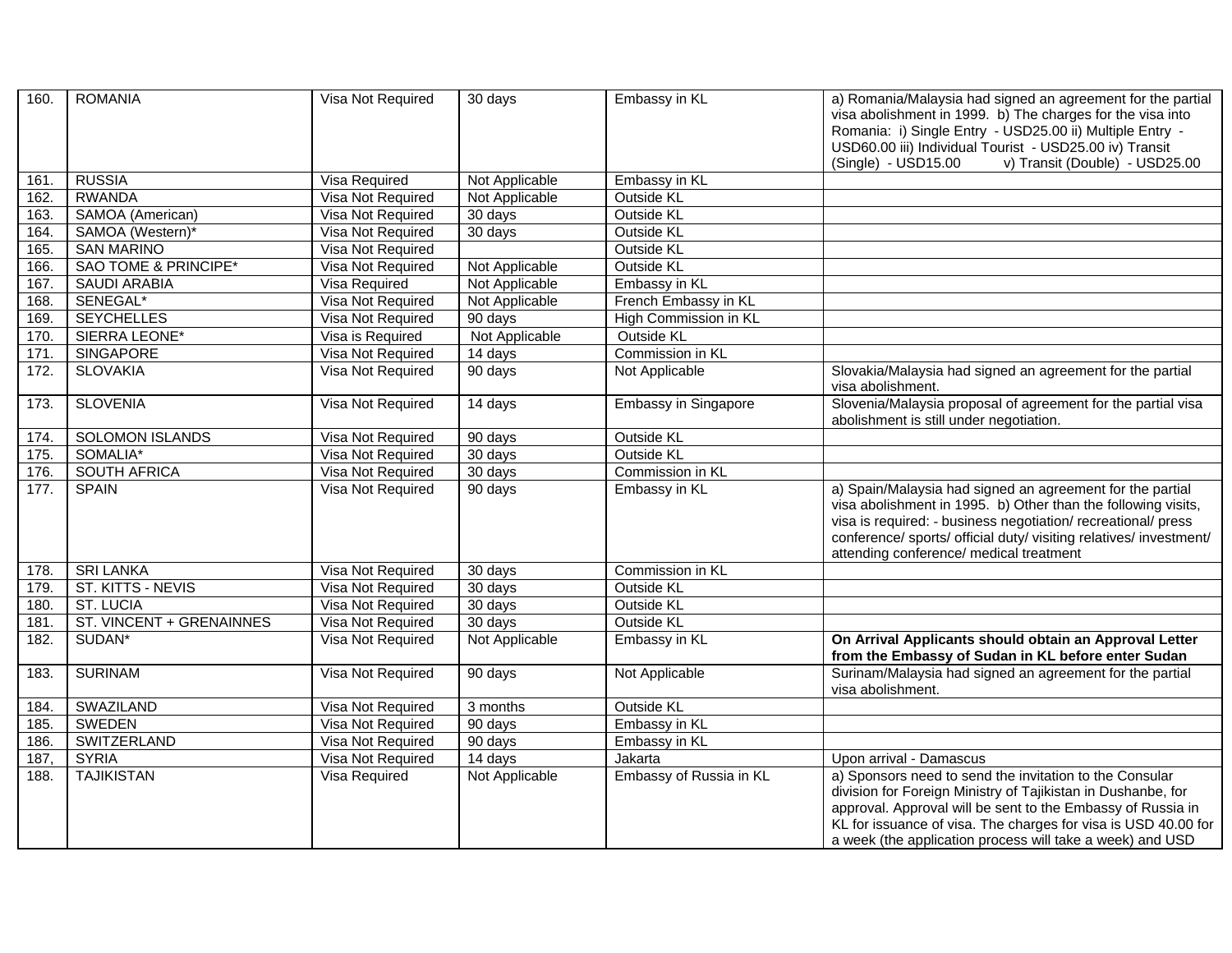| 160. | ROMANIA | Visa Not Required | 30 days | Embassy in KL | a) Romania/Malaysia had signed an agreement for the partial visa abolishment in 1999. b) The charges for the visa into Romania: i) Single Entry - USD25.00 ii) Multiple Entry - USD60.00 iii) Individual Tourist - USD25.00 iv) Transit (Single) - USD15.00 v) Transit (Double) - USD25.00 |
|---|---|---|---|---|---|
| 161. | RUSSIA | Visa Required | Not Applicable | Embassy in KL | |
| 162. | RWANDA | Visa Not Required | Not Applicable | Outside KL | |
| 163. | SAMOA (American) | Visa Not Required | 30 days | Outside KL | |
| 164. | SAMOA (Western)* | Visa Not Required | 30 days | Outside KL | |
| 165. | SAN MARINO | Visa Not Required | | Outside KL | |
| 166. | SAO TOME & PRINCIPE* | Visa Not Required | Not Applicable | Outside KL | |
| 167. | SAUDI ARABIA | Visa Required | Not Applicable | Embassy in KL | |
| 168. | SENEGAL* | Visa Not Required | Not Applicable | French Embassy in KL | |
| 169. | SEYCHELLES | Visa Not Required | 90 days | High Commission in KL | |
| 170. | SIERRA LEONE* | Visa is Required | Not Applicable | Outside KL | |
| 171. | SINGAPORE | Visa Not Required | 14 days | Commission in KL | |
| 172. | SLOVAKIA | Visa Not Required | 90 days | Not Applicable | Slovakia/Malaysia had signed an agreement for the partial visa abolishment. |
| 173. | SLOVENIA | Visa Not Required | 14 days | Embassy in Singapore | Slovenia/Malaysia proposal of agreement for the partial visa abolishment is still under negotiation. |
| 174. | SOLOMON ISLANDS | Visa Not Required | 90 days | Outside KL | |
| 175. | SOMALIA* | Visa Not Required | 30 days | Outside KL | |
| 176. | SOUTH AFRICA | Visa Not Required | 30 days | Commission in KL | |
| 177. | SPAIN | Visa Not Required | 90 days | Embassy in KL | a) Spain/Malaysia had signed an agreement for the partial visa abolishment in 1995. b) Other than the following visits, visa is required: - business negotiation/ recreational/ press conference/ sports/ official duty/ visiting relatives/ investment/ attending conference/ medical treatment |
| 178. | SRI LANKA | Visa Not Required | 30 days | Commission in KL | |
| 179. | ST. KITTS - NEVIS | Visa Not Required | 30 days | Outside KL | |
| 180. | ST. LUCIA | Visa Not Required | 30 days | Outside KL | |
| 181. | ST. VINCENT + GRENAINNES | Visa Not Required | 30 days | Outside KL | |
| 182. | SUDAN* | Visa Not Required | Not Applicable | Embassy in KL | **On Arrival Applicants should obtain an Approval Letter from the Embassy of Sudan in KL before enter Sudan** |
| 183. | SURINAM | Visa Not Required | 90 days | Not Applicable | Surinam/Malaysia had signed an agreement for the partial visa abolishment. |
| 184. | SWAZILAND | Visa Not Required | 3 months | Outside KL | |
| 185. | SWEDEN | Visa Not Required | 90 days | Embassy in KL | |
| 186. | SWITZERLAND | Visa Not Required | 90 days | Embassy in KL | |
| 187, | SYRIA | Visa Not Required | 14 days | Jakarta | Upon arrival - Damascus |
| 188. | TAJIKISTAN | Visa Required | Not Applicable | Embassy of Russia in KL | a) Sponsors need to send the invitation to the Consular division for Foreign Ministry of Tajikistan in Dushanbe, for approval. Approval will be sent to the Embassy of Russia in KL for issuance of visa. The charges for visa is USD 40.00 for a week (the application process will take a week) and USD |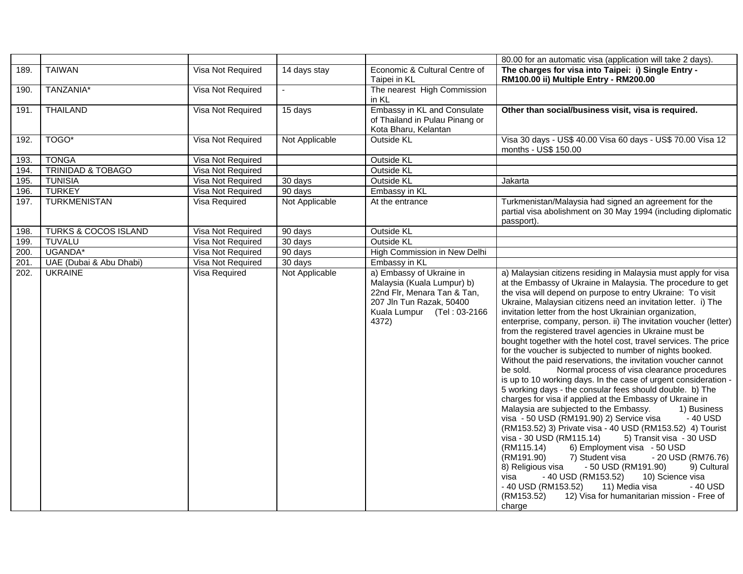| | | | | | |
|---|---|---|---|---|---|
| | | | | | 80.00 for an automatic visa (application will take 2 days). |
| 189. | TAIWAN | Visa Not Required | 14 days stay | Economic & Cultural Centre of Taipei in KL | **The charges for visa into Taipei: i) Single Entry - RM100.00 ii) Multiple Entry - RM200.00** |
| 190. | TANZANIA* | Visa Not Required | - | The nearest High Commission in KL | |
| 191. | THAILAND | Visa Not Required | 15 days | Embassy in KL and Consulate of Thailand in Pulau Pinang or Kota Bharu, Kelantan | **Other than social/business visit, visa is required.** |
| 192. | TOGO* | Visa Not Required | Not Applicable | Outside KL | Visa 30 days - US$ 40.00 Visa 60 days - US$ 70.00 Visa 12 months - US$ 150.00 |
| 193. | TONGA | Visa Not Required | | Outside KL | |
| 194. | TRINIDAD & TOBAGO | Visa Not Required | | Outside KL | |
| 195. | TUNISIA | Visa Not Required | 30 days | Outside KL | Jakarta |
| 196. | TURKEY | Visa Not Required | 90 days | Embassy in KL | |
| 197. | TURKMENISTAN | Visa Required | Not Applicable | At the entrance | Turkmenistan/Malaysia had signed an agreement for the partial visa abolishment on 30 May 1994 (including diplomatic passport). |
| 198. | TURKS & COCOS ISLAND | Visa Not Required | 90 days | Outside KL | |
| 199. | TUVALU | Visa Not Required | 30 days | Outside KL | |
| 200. | UGANDA* | Visa Not Required | 90 days | High Commission in New Delhi | |
| 201. | UAE (Dubai & Abu Dhabi) | Visa Not Required | 30 days | Embassy in KL | |
| 202. | UKRAINE | Visa Required | Not Applicable | a) Embassy of Ukraine in Malaysia (Kuala Lumpur) b) 22nd Flr, Menara Tan & Tan, 207 Jln Tun Razak, 50400 Kuala Lumpur (Tel : 03-2166 4372) | a) Malaysian citizens residing in Malaysia must apply for visa at the Embassy of Ukraine in Malaysia. The procedure to get the visa will depend on purpose to entry Ukraine: To visit Ukraine, Malaysian citizens need an invitation letter. i) The invitation letter from the host Ukrainian organization, enterprise, company, person. ii) The invitation voucher (letter) from the registered travel agencies in Ukraine must be bought together with the hotel cost, travel services. The price for the voucher is subjected to number of nights booked. Without the paid reservations, the invitation voucher cannot be sold. Normal process of visa clearance procedures is up to 10 working days. In the case of urgent consideration - 5 working days - the consular fees should double. b) The charges for visa if applied at the Embassy of Ukraine in Malaysia are subjected to the Embassy. 1) Business visa - 50 USD (RM191.90) 2) Service visa - 40 USD (RM153.52) 3) Private visa - 40 USD (RM153.52) 4) Tourist visa - 30 USD (RM115.14) 5) Transit visa - 30 USD (RM115.14) 6) Employment visa - 50 USD (RM191.90) 7) Student visa - 20 USD (RM76.76) 8) Religious visa - 50 USD (RM191.90) 9) Cultural visa - 40 USD (RM153.52) 10) Science visa - 40 USD (RM153.52) 11) Media visa - 40 USD (RM153.52) 12) Visa for humanitarian mission - Free of charge |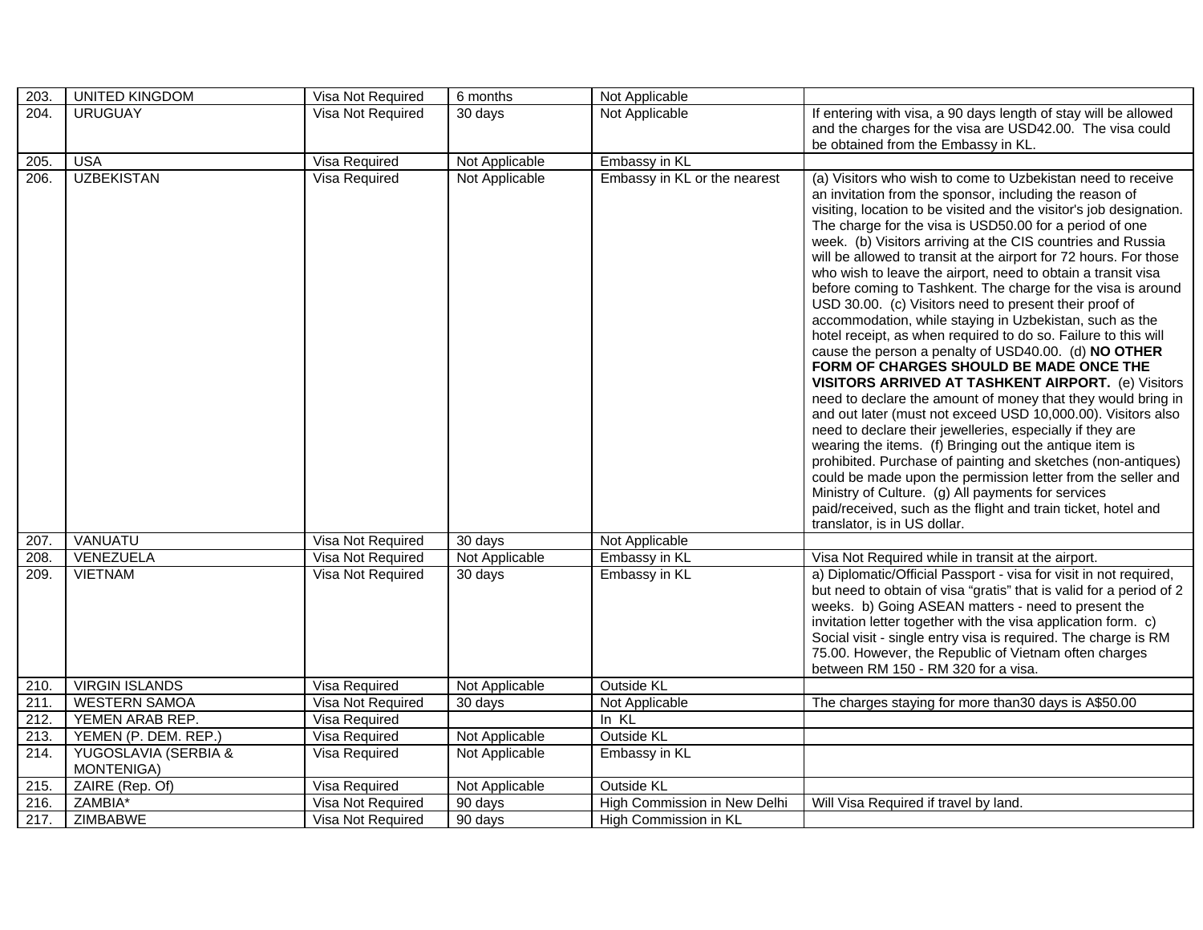| 203. | UNITED KINGDOM | Visa Not Required | 6 months | Not Applicable | |
|---|---|---|---|---|---|
| 204. | URUGUAY | Visa Not Required | 30 days | Not Applicable | If entering with visa, a 90 days length of stay will be allowed and the charges for the visa are USD42.00. The visa could be obtained from the Embassy in KL. |
| 205. | USA | Visa Required | Not Applicable | Embassy in KL | |
| 206. | UZBEKISTAN | Visa Required | Not Applicable | Embassy in KL or the nearest | (a) Visitors who wish to come to Uzbekistan need to receive an invitation from the sponsor, including the reason of visiting, location to be visited and the visitor's job designation. The charge for the visa is USD50.00 for a period of one week. (b) Visitors arriving at the CIS countries and Russia will be allowed to transit at the airport for 72 hours. For those who wish to leave the airport, need to obtain a transit visa before coming to Tashkent. The charge for the visa is around USD 30.00. (c) Visitors need to present their proof of accommodation, while staying in Uzbekistan, such as the hotel receipt, as when required to do so. Failure to this will cause the person a penalty of USD40.00. (d) **NO OTHER FORM OF CHARGES SHOULD BE MADE ONCE THE VISITORS ARRIVED AT TASHKENT AIRPORT.** (e) Visitors need to declare the amount of money that they would bring in and out later (must not exceed USD 10,000.00). Visitors also need to declare their jewelleries, especially if they are wearing the items. (f) Bringing out the antique item is prohibited. Purchase of painting and sketches (non-antiques) could be made upon the permission letter from the seller and Ministry of Culture. (g) All payments for services paid/received, such as the flight and train ticket, hotel and translator, is in US dollar. |
| 207. | VANUATU | Visa Not Required | 30 days | Not Applicable | |
| 208. | VENEZUELA | Visa Not Required | Not Applicable | Embassy in KL | Visa Not Required while in transit at the airport. |
| 209. | VIETNAM | Visa Not Required | 30 days | Embassy in KL | a) Diplomatic/Official Passport - visa for visit in not required, but need to obtain of visa "gratis" that is valid for a period of 2 weeks. b) Going ASEAN matters - need to present the invitation letter together with the visa application form. c) Social visit - single entry visa is required. The charge is RM 75.00. However, the Republic of Vietnam often charges between RM 150 - RM 320 for a visa. |
| 210. | VIRGIN ISLANDS | Visa Required | Not Applicable | Outside KL | |
| 211. | WESTERN SAMOA | Visa Not Required | 30 days | Not Applicable | The charges staying for more than30 days is A$50.00 |
| 212. | YEMEN ARAB REP. | Visa Required | | In KL | |
| 213. | YEMEN (P. DEM. REP.) | Visa Required | Not Applicable | Outside KL | |
| 214. | YUGOSLAVIA (SERBIA & MONTENIGA) | Visa Required | Not Applicable | Embassy in KL | |
| 215. | ZAIRE (Rep. Of) | Visa Required | Not Applicable | Outside KL | |
| 216. | ZAMBIA* | Visa Not Required | 90 days | High Commission in New Delhi | Will Visa Required if travel by land. |
| 217. | ZIMBABWE | Visa Not Required | 90 days | High Commission in KL | |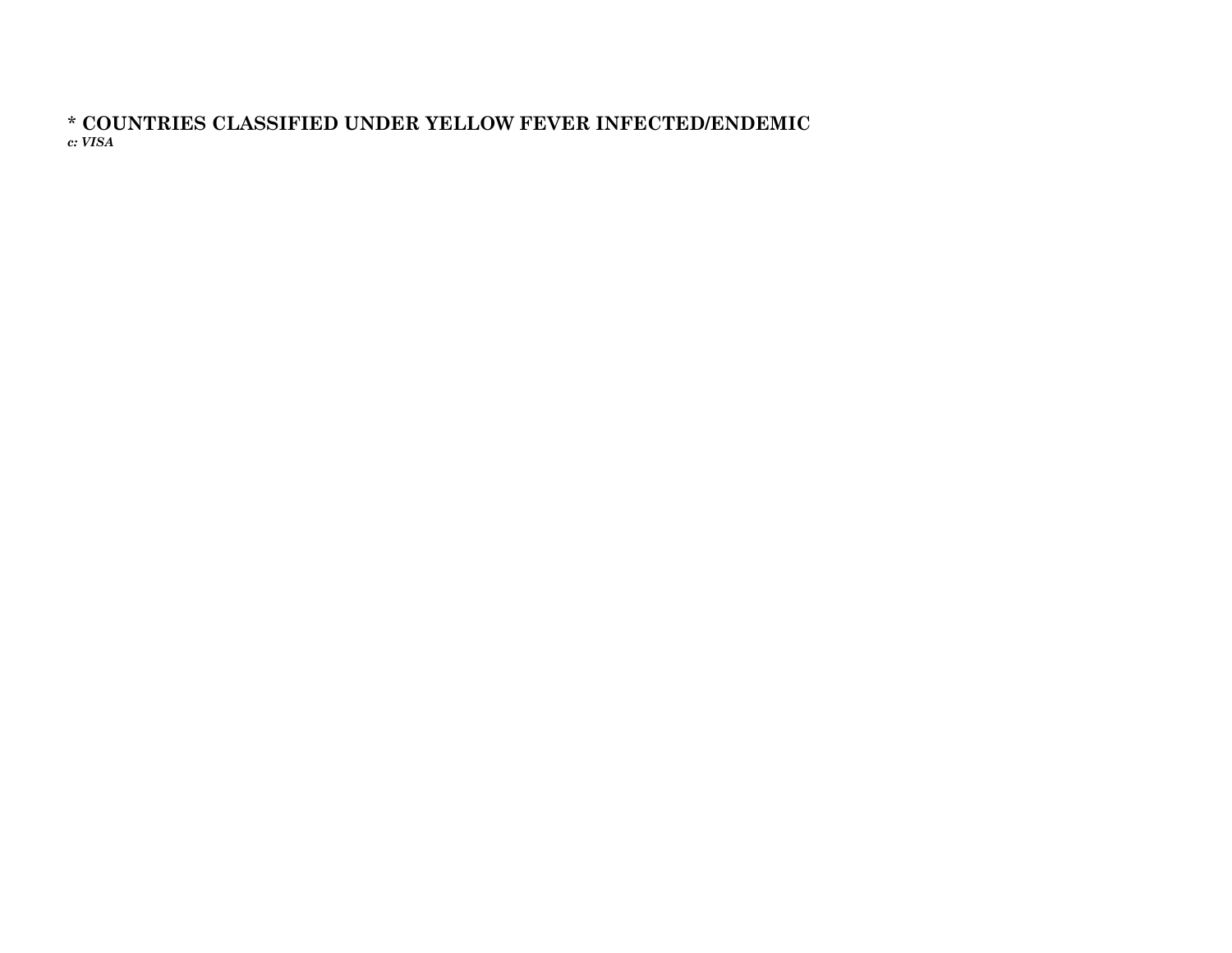**\* COUNTRIES CLASSIFIED UNDER YELLOW FEVER INFECTED/ENDEMIC**

***c: VISA***